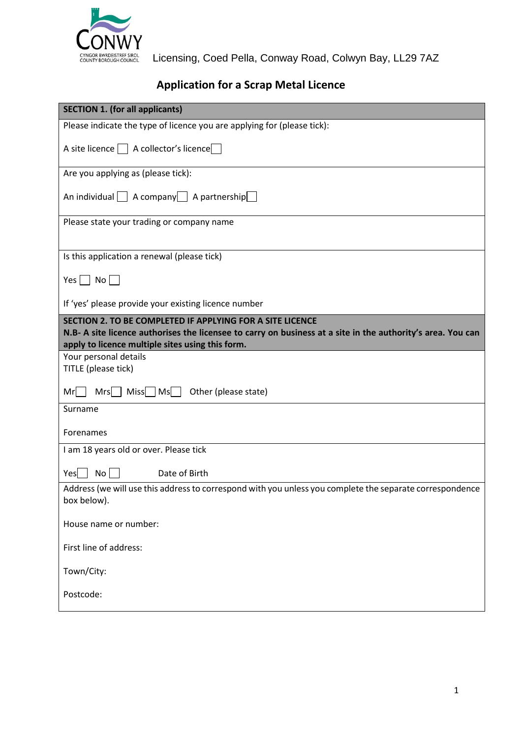CONWY
CYNGOR BWRDEISTREF SIROL
COUNTY BOROUGH COUNCIL

Licensing, Coed Pella, Conway Road, Colwyn Bay, LL29 7AZ

# Application for a Scrap Metal Licence

**SECTION 1. (for all applicants)**

Please indicate the type of licence you are applying for (please tick):

A site licence ☐ A collector's licence ☐

Are you applying as (please tick):

An individual ☐ A company ☐ A partnership ☐

Please state your trading or company name

Is this application a renewal (please tick)

Yes ☐ No ☐

If 'yes' please provide your existing licence number

**SECTION 2. TO BE COMPLETED IF APPLYING FOR A SITE LICENCE**
**N.B- A site licence authorises the licensee to carry on business at a site in the authority's area. You can apply to licence multiple sites using this form.**

Your personal details
TITLE (please tick)

Mr ☐ Mrs ☐ Miss ☐ Ms ☐ Other (please state)

Surname

Forenames

I am 18 years old or over. Please tick

Yes ☐ No ☐ Date of Birth

Address (we will use this address to correspond with you unless you complete the separate correspondence box below).

House name or number:

First line of address:

Town/City:

Postcode: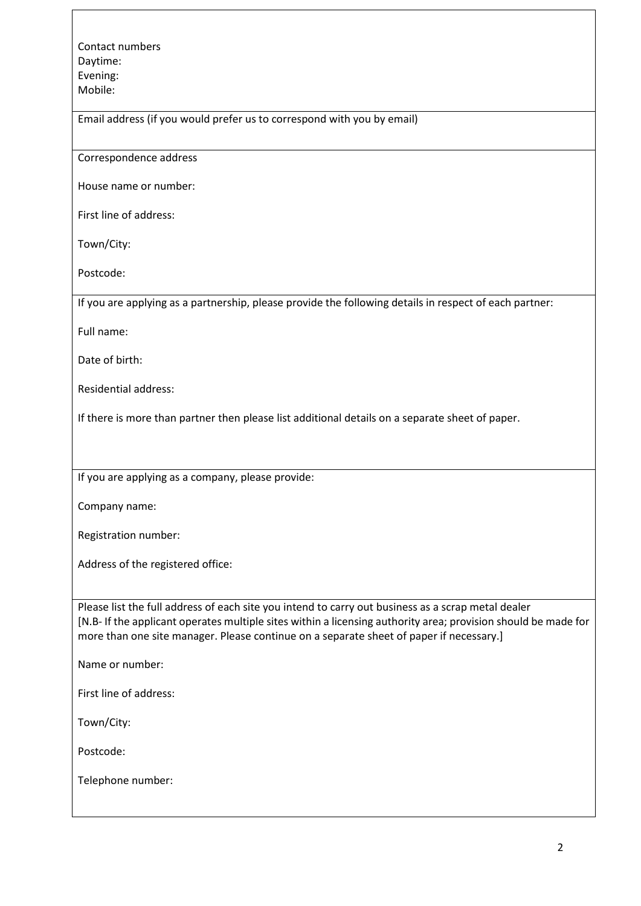Contact numbers
Daytime:
Evening:
Mobile:

Email address (if you would prefer us to correspond with you by email)

Correspondence address

House name or number:

First line of address:

Town/City:

Postcode:

If you are applying as a partnership, please provide the following details in respect of each partner:

Full name:

Date of birth:

Residential address:

If there is more than partner then please list additional details on a separate sheet of paper.

If you are applying as a company, please provide:

Company name:

Registration number:

Address of the registered office:

Please list the full address of each site you intend to carry out business as a scrap metal dealer
[N.B- If the applicant operates multiple sites within a licensing authority area; provision should be made for more than one site manager. Please continue on a separate sheet of paper if necessary.]

Name or number:

First line of address:

Town/City:

Postcode:

Telephone number: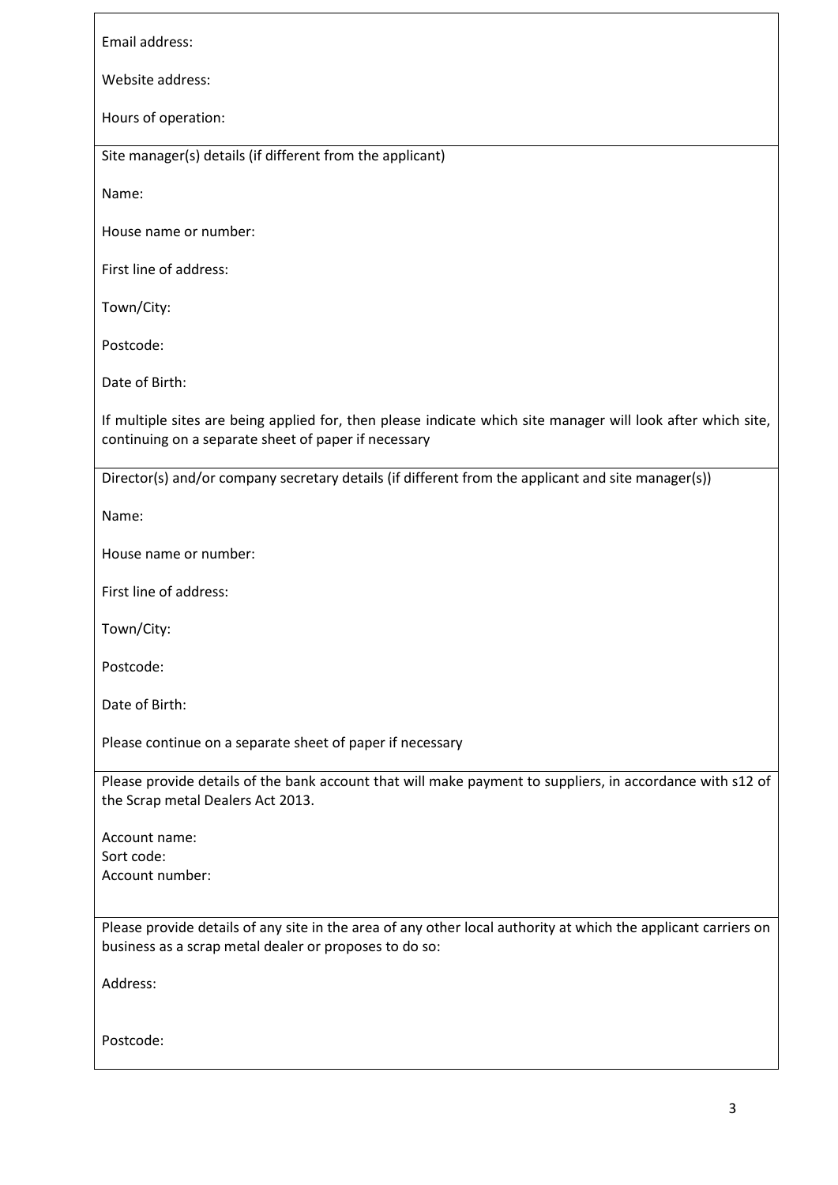Email address:

Website address:

Hours of operation:

---

Site manager(s) details (if different from the applicant)

Name:

House name or number:

First line of address:

Town/City:

Postcode:

Date of Birth:

If multiple sites are being applied for, then please indicate which site manager will look after which site, continuing on a separate sheet of paper if necessary

---

Director(s) and/or company secretary details (if different from the applicant and site manager(s))

Name:

House name or number:

First line of address:

Town/City:

Postcode:

Date of Birth:

Please continue on a separate sheet of paper if necessary

---

Please provide details of the bank account that will make payment to suppliers, in accordance with s12 of the Scrap metal Dealers Act 2013.

Account name:
Sort code:
Account number:

---

Please provide details of any site in the area of any other local authority at which the applicant carriers on business as a scrap metal dealer or proposes to do so:

Address:

Postcode: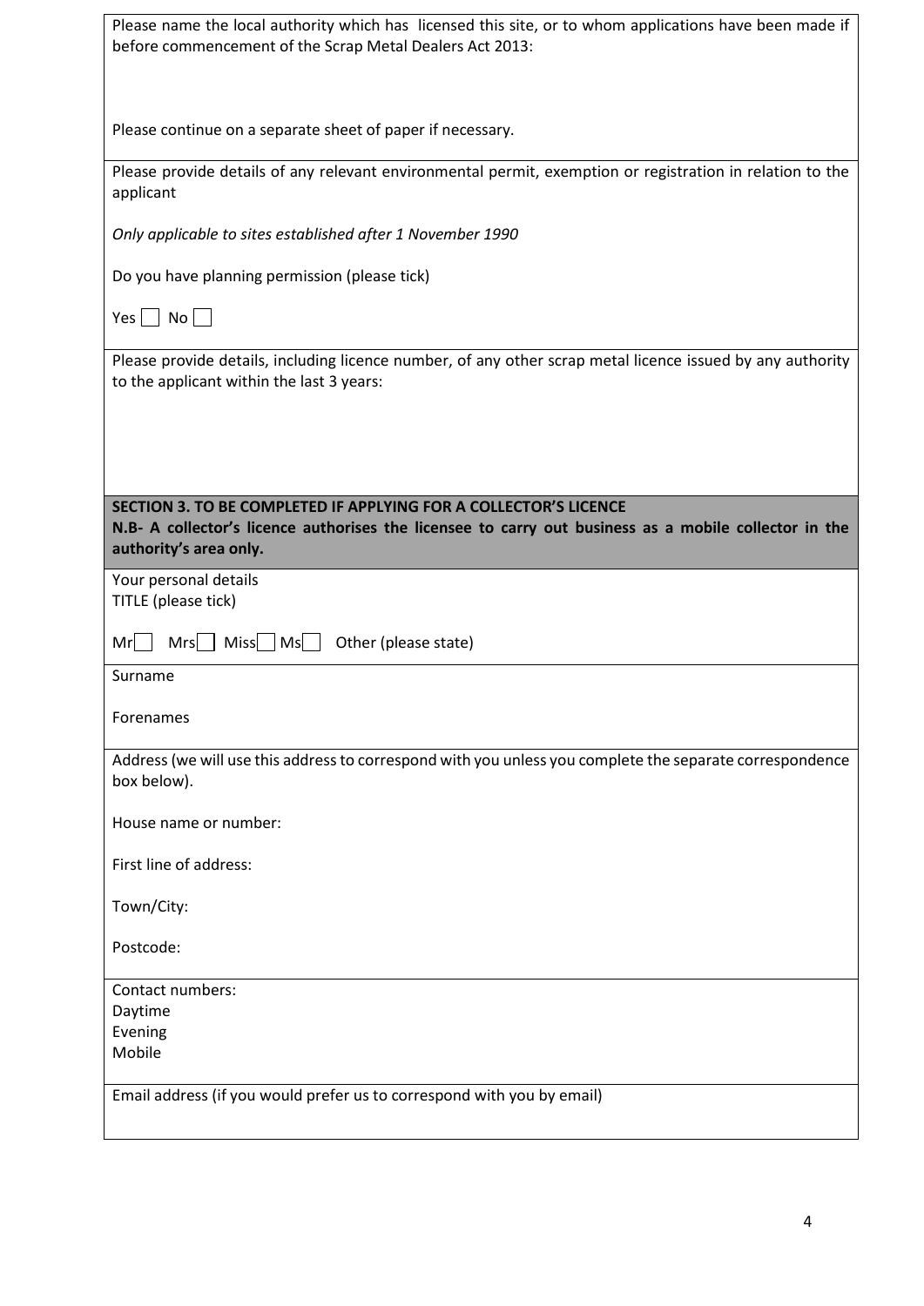Please name the local authority which has licensed this site, or to whom applications have been made if before commencement of the Scrap Metal Dealers Act 2013:

Please continue on a separate sheet of paper if necessary.

Please provide details of any relevant environmental permit, exemption or registration in relation to the applicant

*Only applicable to sites established after 1 November 1990*

Do you have planning permission (please tick)

Yes ☐ No ☐

Please provide details, including licence number, of any other scrap metal licence issued by any authority to the applicant within the last 3 years:

## SECTION 3. TO BE COMPLETED IF APPLYING FOR A COLLECTOR'S LICENCE

**N.B- A collector's licence authorises the licensee to carry out business as a mobile collector in the authority's area only.**

Your personal details

TITLE (please tick)

Mr ☐ Mrs ☐ Miss ☐ Ms ☐ Other (please state)

Surname

Forenames

Address (we will use this address to correspond with you unless you complete the separate correspondence box below).

House name or number:

First line of address:

Town/City:

Postcode:

Contact numbers:

Daytime

Evening

Mobile

Email address (if you would prefer us to correspond with you by email)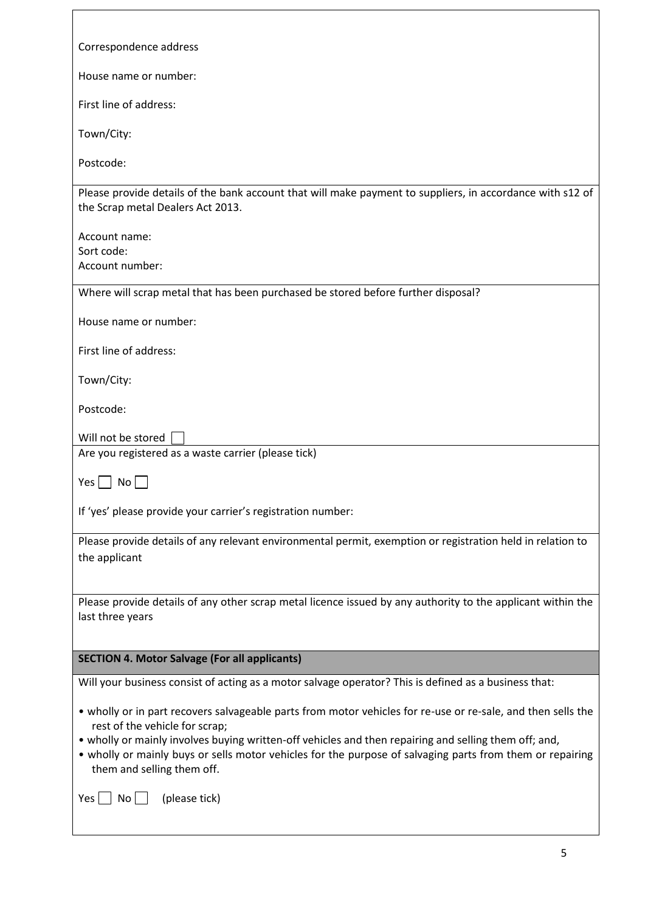Correspondence address

House name or number:

First line of address:

Town/City:

Postcode:

Please provide details of the bank account that will make payment to suppliers, in accordance with s12 of the Scrap metal Dealers Act 2013.

Account name:
Sort code:
Account number:

Where will scrap metal that has been purchased be stored before further disposal?

House name or number:

First line of address:

Town/City:

Postcode:

Will not be stored ☐

Are you registered as a waste carrier (please tick)

Yes ☐ No ☐

If 'yes' please provide your carrier's registration number:

Please provide details of any relevant environmental permit, exemption or registration held in relation to the applicant

Please provide details of any other scrap metal licence issued by any authority to the applicant within the last three years

## SECTION 4. Motor Salvage (For all applicants)

Will your business consist of acting as a motor salvage operator? This is defined as a business that:

- wholly or in part recovers salvageable parts from motor vehicles for re-use or re-sale, and then sells the rest of the vehicle for scrap;
- wholly or mainly involves buying written-off vehicles and then repairing and selling them off; and,
- wholly or mainly buys or sells motor vehicles for the purpose of salvaging parts from them or repairing them and selling them off.

Yes ☐ No ☐ (please tick)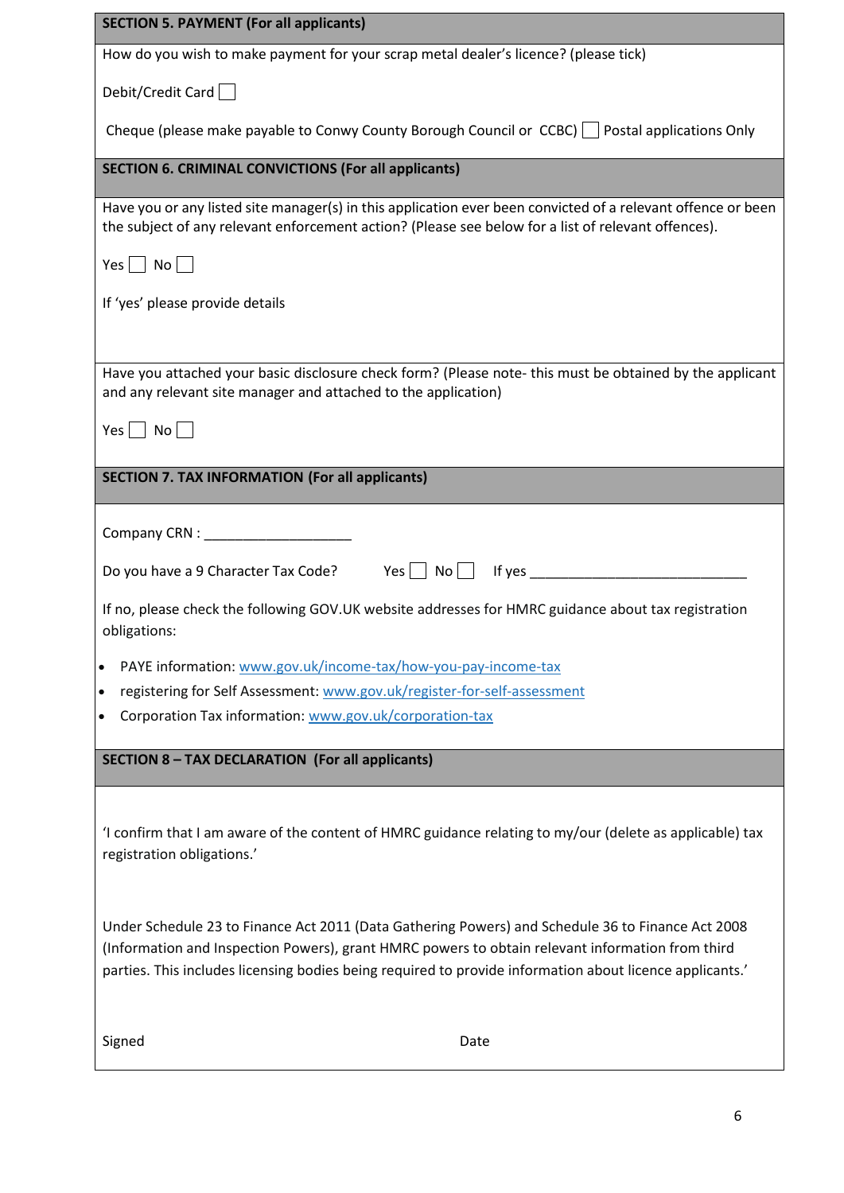## SECTION 5. PAYMENT (For all applicants)

How do you wish to make payment for your scrap metal dealer's licence? (please tick)

Debit/Credit Card ☐

Cheque (please make payable to Conwy County Borough Council or CCBC) ☐ Postal applications Only

## SECTION 6. CRIMINAL CONVICTIONS (For all applicants)

Have you or any listed site manager(s) in this application ever been convicted of a relevant offence or been the subject of any relevant enforcement action? (Please see below for a list of relevant offences).

Yes ☐ No ☐

If 'yes' please provide details

Have you attached your basic disclosure check form? (Please note- this must be obtained by the applicant and any relevant site manager and attached to the application)

Yes ☐ No ☐

## SECTION 7. TAX INFORMATION (For all applicants)

Company CRN : ___________________

Do you have a 9 Character Tax Code? Yes ☐ No ☐ If yes ____________________________

If no, please check the following GOV.UK website addresses for HMRC guidance about tax registration obligations:

- PAYE information: www.gov.uk/income-tax/how-you-pay-income-tax
- registering for Self Assessment: www.gov.uk/register-for-self-assessment
- Corporation Tax information: www.gov.uk/corporation-tax

## SECTION 8 – TAX DECLARATION (For all applicants)

'I confirm that I am aware of the content of HMRC guidance relating to my/our (delete as applicable) tax registration obligations.'

Under Schedule 23 to Finance Act 2011 (Data Gathering Powers) and Schedule 36 to Finance Act 2008 (Information and Inspection Powers), grant HMRC powers to obtain relevant information from third parties. This includes licensing bodies being required to provide information about licence applicants.'

Signed Date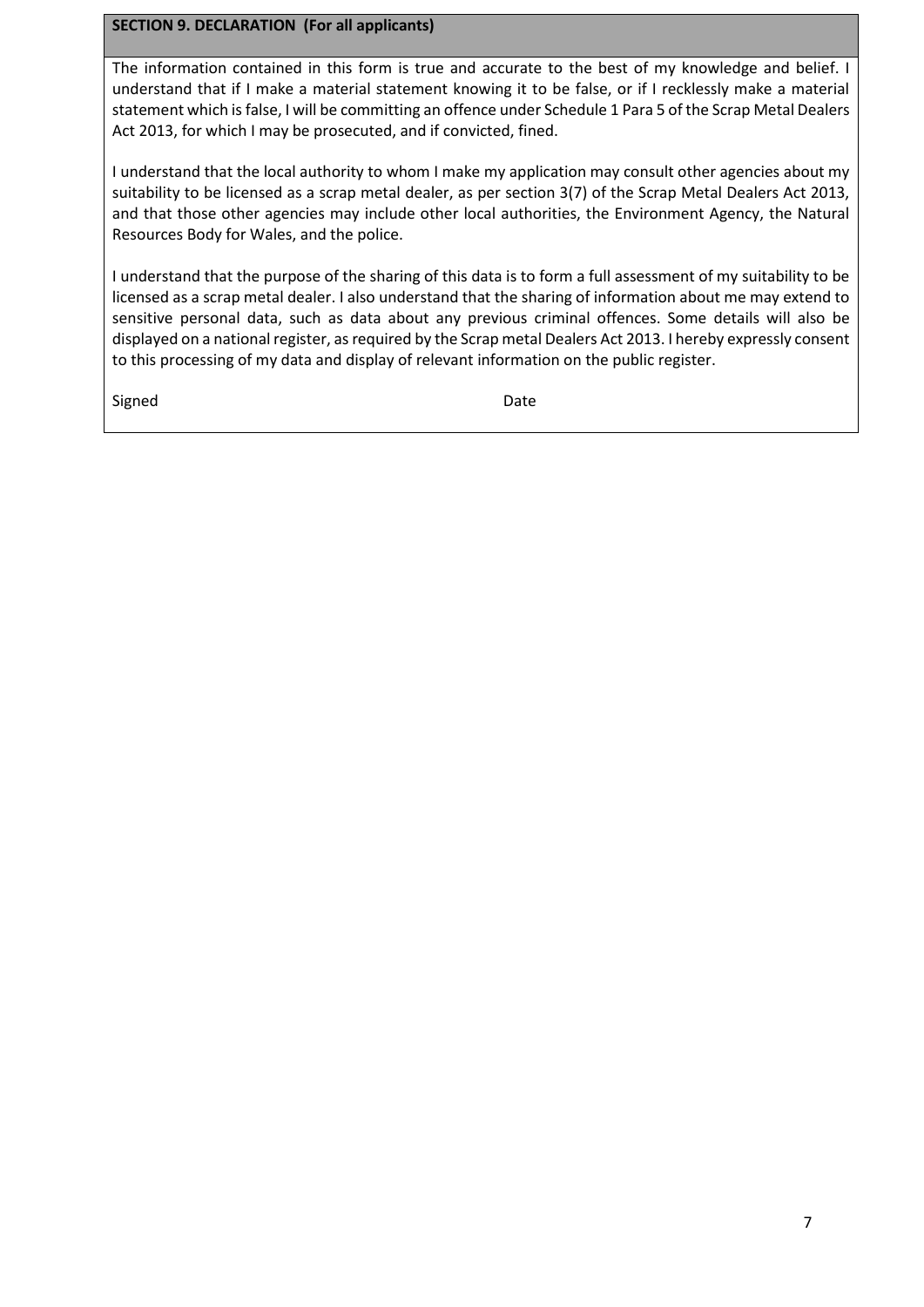## SECTION 9. DECLARATION (For all applicants)

The information contained in this form is true and accurate to the best of my knowledge and belief. I understand that if I make a material statement knowing it to be false, or if I recklessly make a material statement which is false, I will be committing an offence under Schedule 1 Para 5 of the Scrap Metal Dealers Act 2013, for which I may be prosecuted, and if convicted, fined.

I understand that the local authority to whom I make my application may consult other agencies about my suitability to be licensed as a scrap metal dealer, as per section 3(7) of the Scrap Metal Dealers Act 2013, and that those other agencies may include other local authorities, the Environment Agency, the Natural Resources Body for Wales, and the police.

I understand that the purpose of the sharing of this data is to form a full assessment of my suitability to be licensed as a scrap metal dealer. I also understand that the sharing of information about me may extend to sensitive personal data, such as data about any previous criminal offences. Some details will also be displayed on a national register, as required by the Scrap metal Dealers Act 2013. I hereby expressly consent to this processing of my data and display of relevant information on the public register.

Signed                                        Date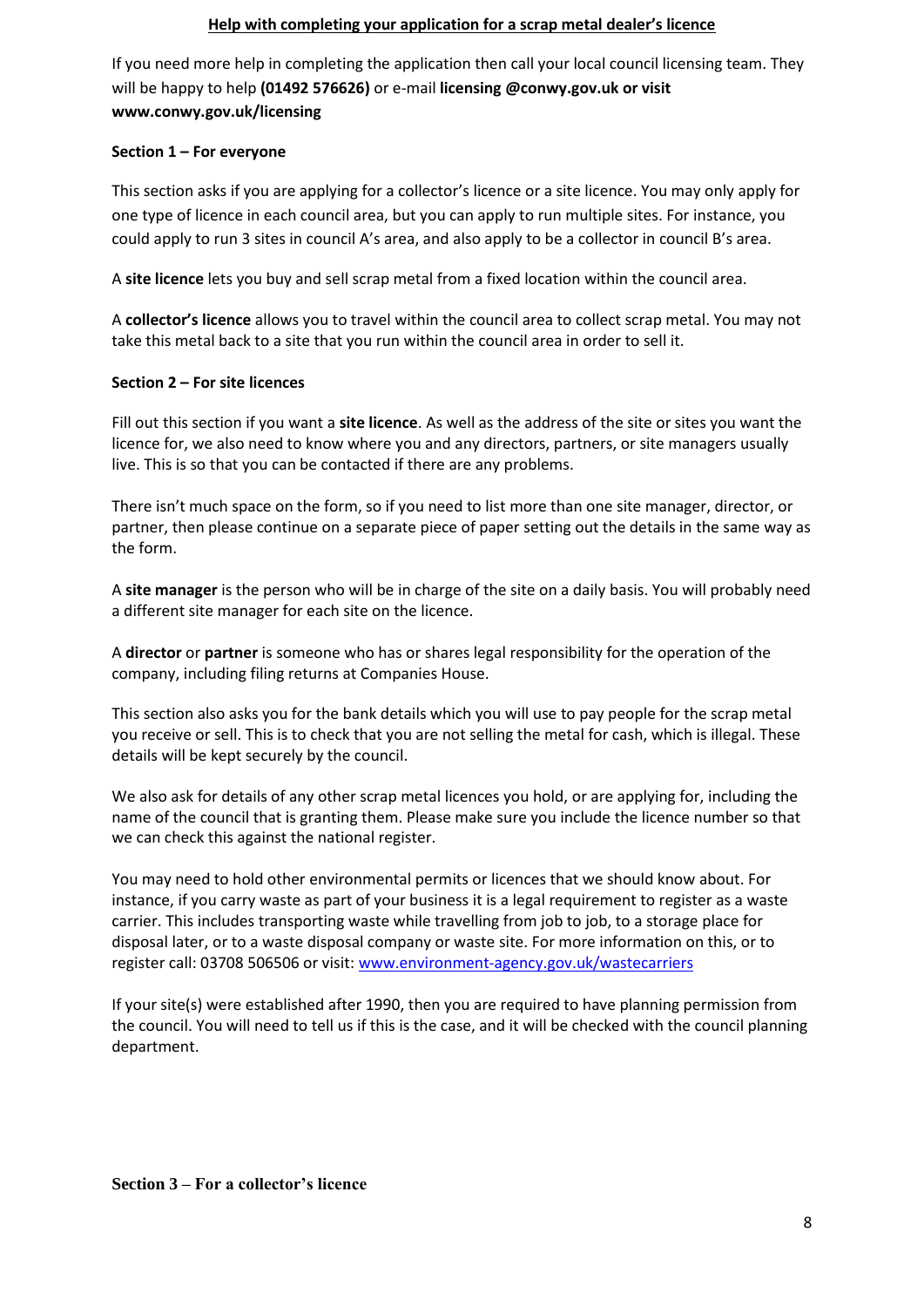## Help with completing your application for a scrap metal dealer's licence

If you need more help in completing the application then call your local council licensing team. They will be happy to help **(01492 576626)** or e-mail **licensing @conwy.gov.uk or visit www.conwy.gov.uk/licensing**

### Section 1 – For everyone

This section asks if you are applying for a collector's licence or a site licence. You may only apply for one type of licence in each council area, but you can apply to run multiple sites. For instance, you could apply to run 3 sites in council A's area, and also apply to be a collector in council B's area.

A **site licence** lets you buy and sell scrap metal from a fixed location within the council area.

A **collector's licence** allows you to travel within the council area to collect scrap metal. You may not take this metal back to a site that you run within the council area in order to sell it.

### Section 2 – For site licences

Fill out this section if you want a **site licence**. As well as the address of the site or sites you want the licence for, we also need to know where you and any directors, partners, or site managers usually live. This is so that you can be contacted if there are any problems.

There isn't much space on the form, so if you need to list more than one site manager, director, or partner, then please continue on a separate piece of paper setting out the details in the same way as the form.

A **site manager** is the person who will be in charge of the site on a daily basis. You will probably need a different site manager for each site on the licence.

A **director** or **partner** is someone who has or shares legal responsibility for the operation of the company, including filing returns at Companies House.

This section also asks you for the bank details which you will use to pay people for the scrap metal you receive or sell. This is to check that you are not selling the metal for cash, which is illegal. These details will be kept securely by the council.

We also ask for details of any other scrap metal licences you hold, or are applying for, including the name of the council that is granting them. Please make sure you include the licence number so that we can check this against the national register.

You may need to hold other environmental permits or licences that we should know about. For instance, if you carry waste as part of your business it is a legal requirement to register as a waste carrier. This includes transporting waste while travelling from job to job, to a storage place for disposal later, or to a waste disposal company or waste site. For more information on this, or to register call: 03708 506506 or visit: www.environment-agency.gov.uk/wastecarriers

If your site(s) were established after 1990, then you are required to have planning permission from the council. You will need to tell us if this is the case, and it will be checked with the council planning department.

### Section 3 – For a collector's licence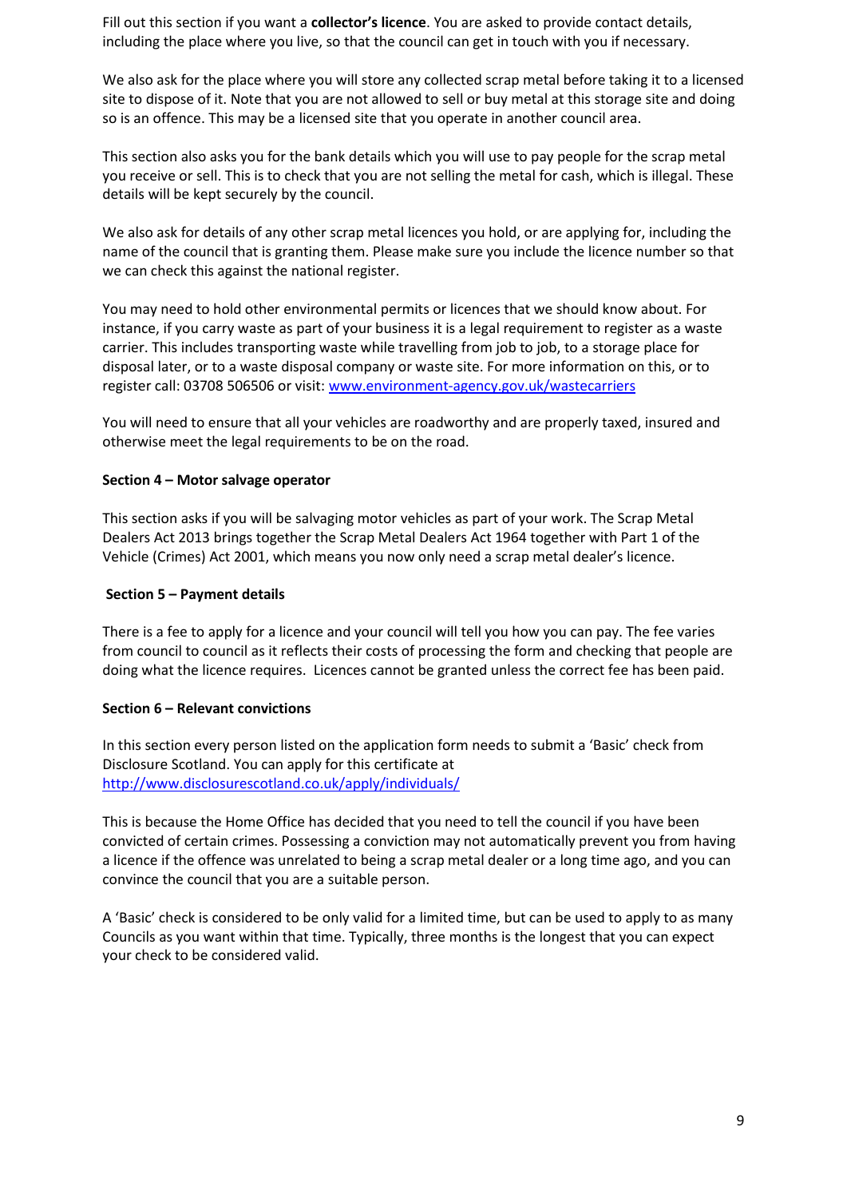Fill out this section if you want a **collector's licence**. You are asked to provide contact details, including the place where you live, so that the council can get in touch with you if necessary.

We also ask for the place where you will store any collected scrap metal before taking it to a licensed site to dispose of it. Note that you are not allowed to sell or buy metal at this storage site and doing so is an offence. This may be a licensed site that you operate in another council area.

This section also asks you for the bank details which you will use to pay people for the scrap metal you receive or sell. This is to check that you are not selling the metal for cash, which is illegal. These details will be kept securely by the council.

We also ask for details of any other scrap metal licences you hold, or are applying for, including the name of the council that is granting them. Please make sure you include the licence number so that we can check this against the national register.

You may need to hold other environmental permits or licences that we should know about. For instance, if you carry waste as part of your business it is a legal requirement to register as a waste carrier. This includes transporting waste while travelling from job to job, to a storage place for disposal later, or to a waste disposal company or waste site. For more information on this, or to register call: 03708 506506 or visit: [www.environment-agency.gov.uk/wastecarriers](www.environment-agency.gov.uk/wastecarriers)

You will need to ensure that all your vehicles are roadworthy and are properly taxed, insured and otherwise meet the legal requirements to be on the road.

**Section 4 – Motor salvage operator**

This section asks if you will be salvaging motor vehicles as part of your work. The Scrap Metal Dealers Act 2013 brings together the Scrap Metal Dealers Act 1964 together with Part 1 of the Vehicle (Crimes) Act 2001, which means you now only need a scrap metal dealer's licence.

**Section 5 – Payment details**

There is a fee to apply for a licence and your council will tell you how you can pay. The fee varies from council to council as it reflects their costs of processing the form and checking that people are doing what the licence requires. Licences cannot be granted unless the correct fee has been paid.

**Section 6 – Relevant convictions**

In this section every person listed on the application form needs to submit a 'Basic' check from Disclosure Scotland. You can apply for this certificate at [http://www.disclosurescotland.co.uk/apply/individuals/](http://www.disclosurescotland.co.uk/apply/individuals/)

This is because the Home Office has decided that you need to tell the council if you have been convicted of certain crimes. Possessing a conviction may not automatically prevent you from having a licence if the offence was unrelated to being a scrap metal dealer or a long time ago, and you can convince the council that you are a suitable person.

A 'Basic' check is considered to be only valid for a limited time, but can be used to apply to as many Councils as you want within that time. Typically, three months is the longest that you can expect your check to be considered valid.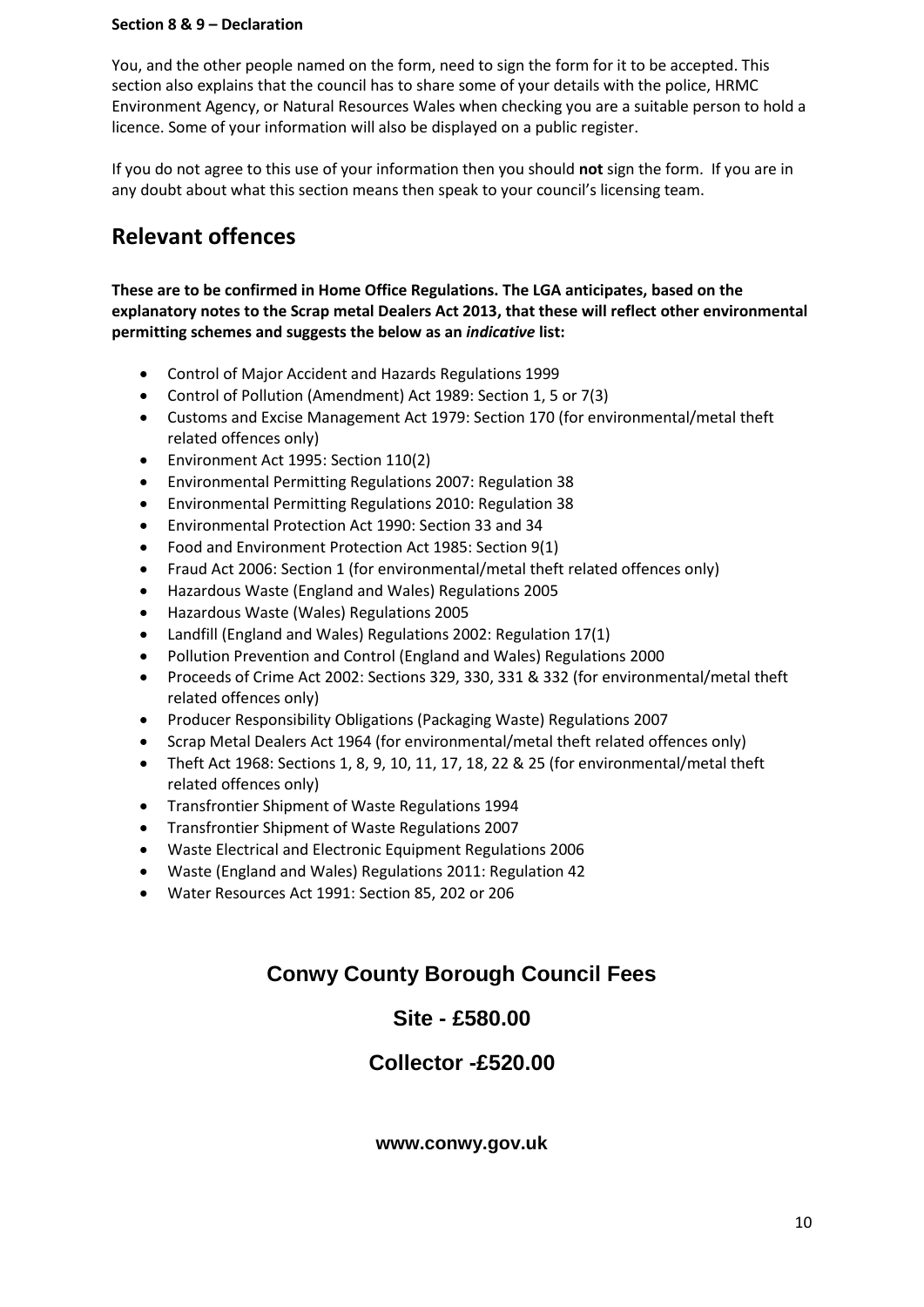**Section 8 & 9 – Declaration**

You, and the other people named on the form, need to sign the form for it to be accepted. This section also explains that the council has to share some of your details with the police, HRMC Environment Agency, or Natural Resources Wales when checking you are a suitable person to hold a licence. Some of your information will also be displayed on a public register.

If you do not agree to this use of your information then you should **not** sign the form. If you are in any doubt about what this section means then speak to your council's licensing team.

## Relevant offences

**These are to be confirmed in Home Office Regulations. The LGA anticipates, based on the explanatory notes to the Scrap metal Dealers Act 2013, that these will reflect other environmental permitting schemes and suggests the below as an *indicative* list:**

- Control of Major Accident and Hazards Regulations 1999
- Control of Pollution (Amendment) Act 1989: Section 1, 5 or 7(3)
- Customs and Excise Management Act 1979: Section 170 (for environmental/metal theft related offences only)
- Environment Act 1995: Section 110(2)
- Environmental Permitting Regulations 2007: Regulation 38
- Environmental Permitting Regulations 2010: Regulation 38
- Environmental Protection Act 1990: Section 33 and 34
- Food and Environment Protection Act 1985: Section 9(1)
- Fraud Act 2006: Section 1 (for environmental/metal theft related offences only)
- Hazardous Waste (England and Wales) Regulations 2005
- Hazardous Waste (Wales) Regulations 2005
- Landfill (England and Wales) Regulations 2002: Regulation 17(1)
- Pollution Prevention and Control (England and Wales) Regulations 2000
- Proceeds of Crime Act 2002: Sections 329, 330, 331 & 332 (for environmental/metal theft related offences only)
- Producer Responsibility Obligations (Packaging Waste) Regulations 2007
- Scrap Metal Dealers Act 1964 (for environmental/metal theft related offences only)
- Theft Act 1968: Sections 1, 8, 9, 10, 11, 17, 18, 22 & 25 (for environmental/metal theft related offences only)
- Transfrontier Shipment of Waste Regulations 1994
- Transfrontier Shipment of Waste Regulations 2007
- Waste Electrical and Electronic Equipment Regulations 2006
- Waste (England and Wales) Regulations 2011: Regulation 42
- Water Resources Act 1991: Section 85, 202 or 206

## Conwy County Borough Council Fees

### Site - £580.00

### Collector -£520.00

**www.conwy.gov.uk**